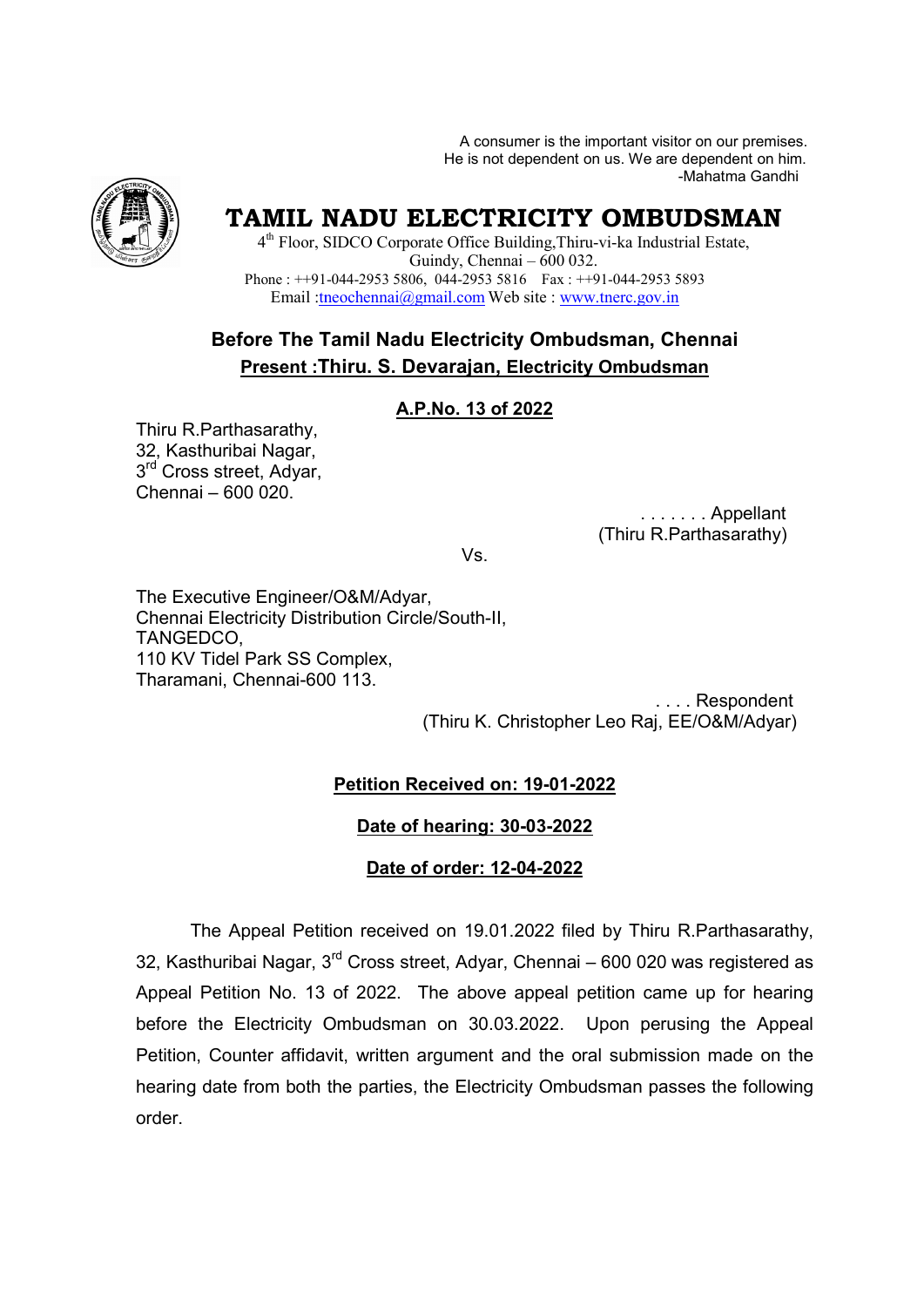A consumer is the important visitor on our premises.
He is not dependent on us. We are dependent on him.
-Mahatma Gandhi

# TAMIL NADU ELECTRICITY OMBUDSMAN

4th Floor, SIDCO Corporate Office Building, Thiru-vi-ka Industrial Estate,
Guindy, Chennai – 600 032.
Phone : ++91-044-2953 5806, 044-2953 5816 Fax : ++91-044-2953 5893
Email :tneochennai@gmail.com Web site : www.tnerc.gov.in

## Before The Tamil Nadu Electricity Ombudsman, Chennai

**Present :Thiru. S. Devarajan, Electricity Ombudsman**

**A.P.No. 13 of 2022**

Thiru R.Parthasarathy,
32, Kasthuribai Nagar,
3rd Cross street, Adyar,
Chennai – 600 020.

. . . . . . . Appellant
(Thiru R.Parthasarathy)

Vs.

The Executive Engineer/O&M/Adyar,
Chennai Electricity Distribution Circle/South-II,
TANGEDCO,
110 KV Tidel Park SS Complex,
Tharamani, Chennai-600 113.

. . . . Respondent
(Thiru K. Christopher Leo Raj, EE/O&M/Adyar)

**Petition Received on: 19-01-2022**

**Date of hearing: 30-03-2022**

**Date of order: 12-04-2022**

The Appeal Petition received on 19.01.2022 filed by Thiru R.Parthasarathy, 32, Kasthuribai Nagar, 3rd Cross street, Adyar, Chennai – 600 020 was registered as Appeal Petition No. 13 of 2022. The above appeal petition came up for hearing before the Electricity Ombudsman on 30.03.2022. Upon perusing the Appeal Petition, Counter affidavit, written argument and the oral submission made on the hearing date from both the parties, the Electricity Ombudsman passes the following order.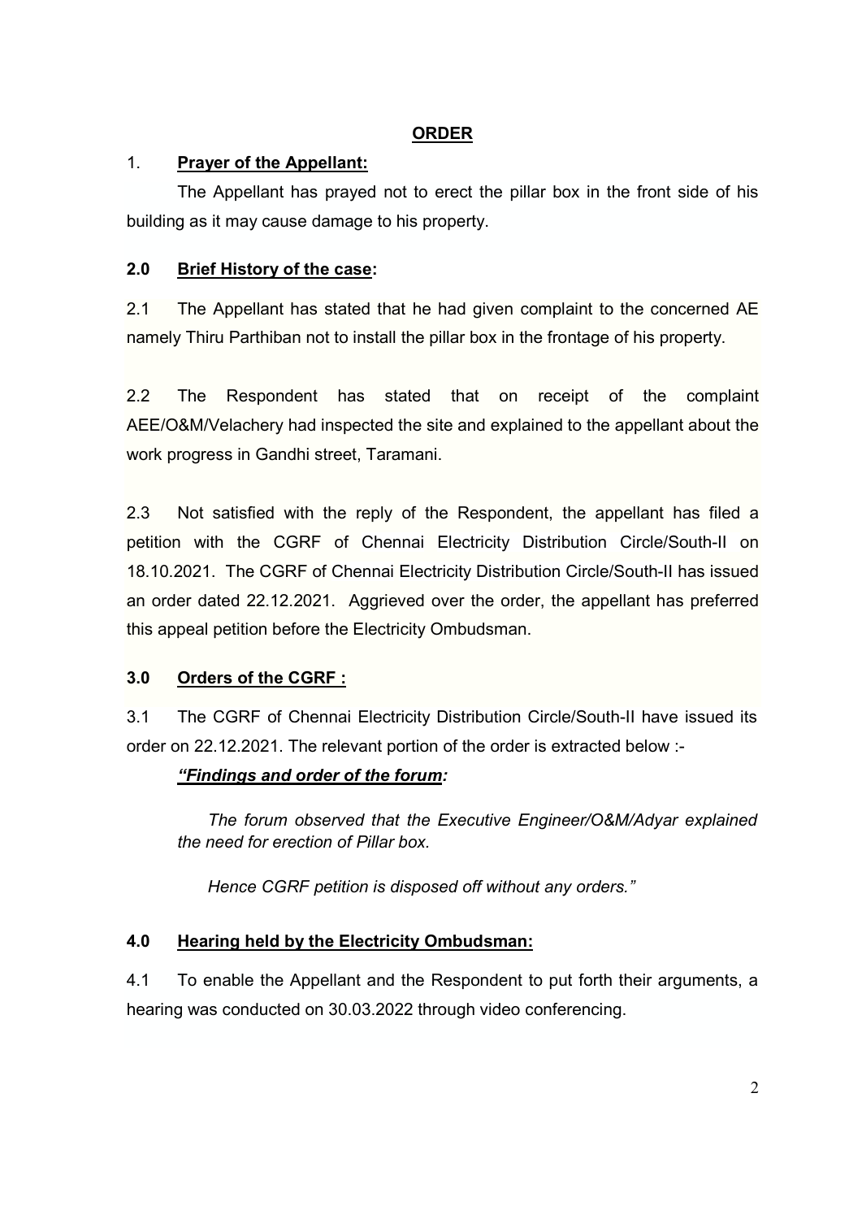## ORDER

### 1. **Prayer of the Appellant:**

The Appellant has prayed not to erect the pillar box in the front side of his building as it may cause damage to his property.

### 2.0 **Brief History of the case:**

2.1 The Appellant has stated that he had given complaint to the concerned AE namely Thiru Parthiban not to install the pillar box in the frontage of his property.

2.2 The Respondent has stated that on receipt of the complaint AEE/O&M/Velachery had inspected the site and explained to the appellant about the work progress in Gandhi street, Taramani.

2.3 Not satisfied with the reply of the Respondent, the appellant has filed a petition with the CGRF of Chennai Electricity Distribution Circle/South-II on 18.10.2021. The CGRF of Chennai Electricity Distribution Circle/South-II has issued an order dated 22.12.2021. Aggrieved over the order, the appellant has preferred this appeal petition before the Electricity Ombudsman.

### 3.0 **Orders of the CGRF :**

3.1 The CGRF of Chennai Electricity Distribution Circle/South-II have issued its order on 22.12.2021. The relevant portion of the order is extracted below :-

***"Findings and order of the forum:***

*The forum observed that the Executive Engineer/O&M/Adyar explained the need for erection of Pillar box.*

*Hence CGRF petition is disposed off without any orders."*

### 4.0 **Hearing held by the Electricity Ombudsman:**

4.1 To enable the Appellant and the Respondent to put forth their arguments, a hearing was conducted on 30.03.2022 through video conferencing.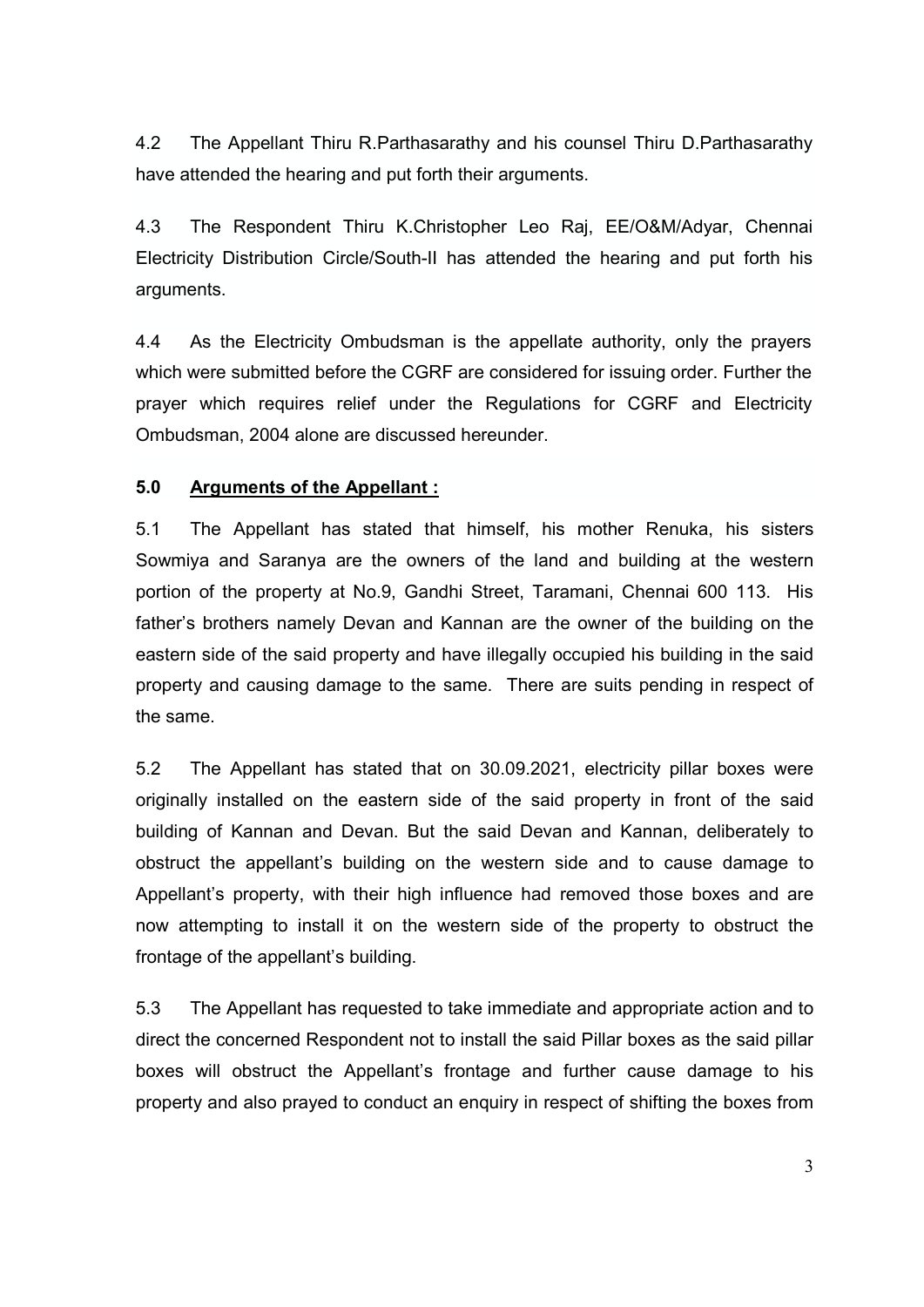4.2 The Appellant Thiru R.Parthasarathy and his counsel Thiru D.Parthasarathy have attended the hearing and put forth their arguments.

4.3 The Respondent Thiru K.Christopher Leo Raj, EE/O&M/Adyar, Chennai Electricity Distribution Circle/South-II has attended the hearing and put forth his arguments.

4.4 As the Electricity Ombudsman is the appellate authority, only the prayers which were submitted before the CGRF are considered for issuing order. Further the prayer which requires relief under the Regulations for CGRF and Electricity Ombudsman, 2004 alone are discussed hereunder.

## 5.0 Arguments of the Appellant :

5.1 The Appellant has stated that himself, his mother Renuka, his sisters Sowmiya and Saranya are the owners of the land and building at the western portion of the property at No.9, Gandhi Street, Taramani, Chennai 600 113. His father's brothers namely Devan and Kannan are the owner of the building on the eastern side of the said property and have illegally occupied his building in the said property and causing damage to the same. There are suits pending in respect of the same.

5.2 The Appellant has stated that on 30.09.2021, electricity pillar boxes were originally installed on the eastern side of the said property in front of the said building of Kannan and Devan. But the said Devan and Kannan, deliberately to obstruct the appellant's building on the western side and to cause damage to Appellant's property, with their high influence had removed those boxes and are now attempting to install it on the western side of the property to obstruct the frontage of the appellant's building.

5.3 The Appellant has requested to take immediate and appropriate action and to direct the concerned Respondent not to install the said Pillar boxes as the said pillar boxes will obstruct the Appellant's frontage and further cause damage to his property and also prayed to conduct an enquiry in respect of shifting the boxes from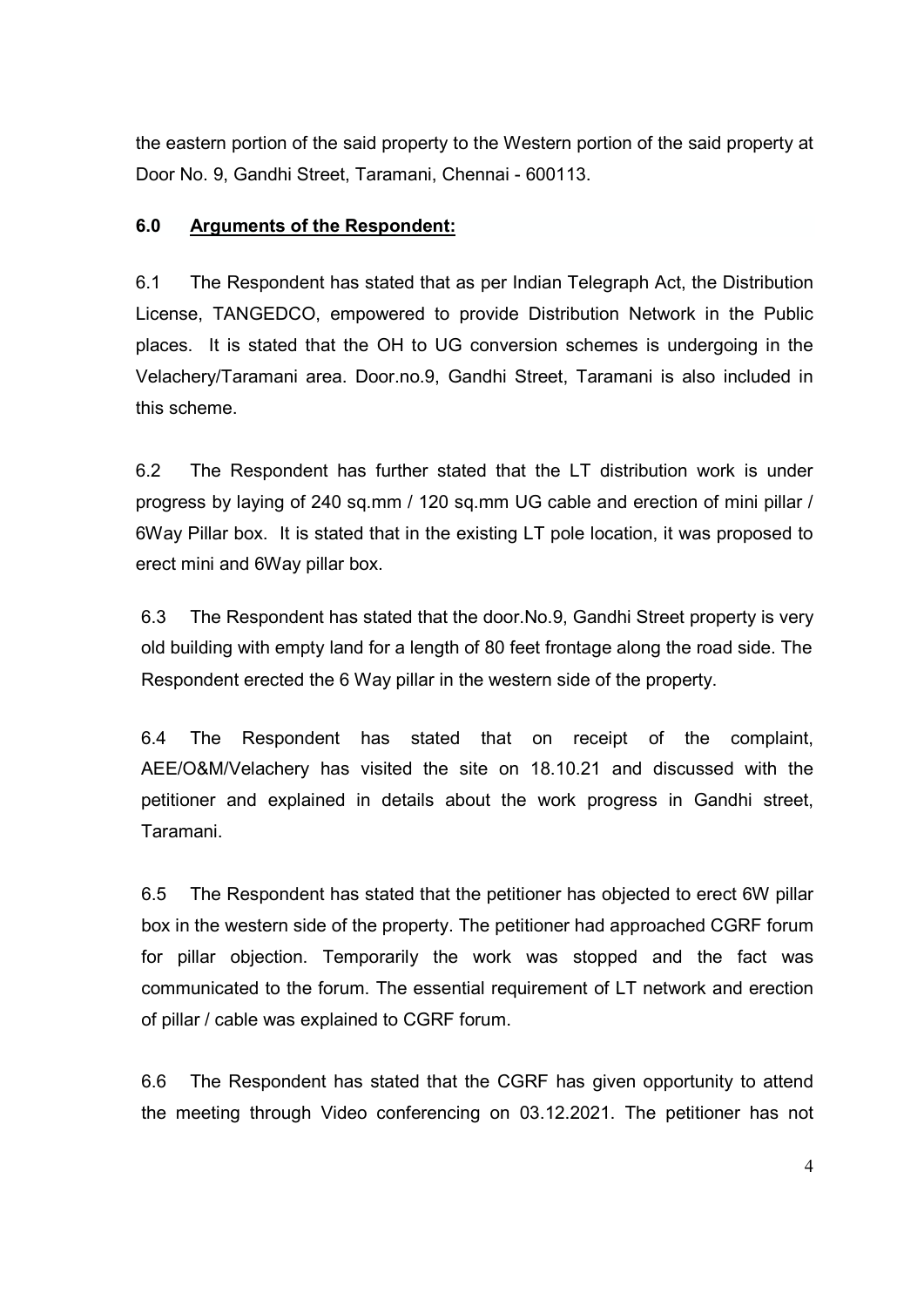the eastern portion of the said property to the Western portion of the said property at Door No. 9, Gandhi Street, Taramani, Chennai - 600113.

**6.0 Arguments of the Respondent:**

6.1 The Respondent has stated that as per Indian Telegraph Act, the Distribution License, TANGEDCO, empowered to provide Distribution Network in the Public places. It is stated that the OH to UG conversion schemes is undergoing in the Velachery/Taramani area. Door.no.9, Gandhi Street, Taramani is also included in this scheme.

6.2 The Respondent has further stated that the LT distribution work is under progress by laying of 240 sq.mm / 120 sq.mm UG cable and erection of mini pillar / 6Way Pillar box. It is stated that in the existing LT pole location, it was proposed to erect mini and 6Way pillar box.

6.3 The Respondent has stated that the door.No.9, Gandhi Street property is very old building with empty land for a length of 80 feet frontage along the road side. The Respondent erected the 6 Way pillar in the western side of the property.

6.4 The Respondent has stated that on receipt of the complaint, AEE/O&M/Velachery has visited the site on 18.10.21 and discussed with the petitioner and explained in details about the work progress in Gandhi street, Taramani.

6.5 The Respondent has stated that the petitioner has objected to erect 6W pillar box in the western side of the property. The petitioner had approached CGRF forum for pillar objection. Temporarily the work was stopped and the fact was communicated to the forum. The essential requirement of LT network and erection of pillar / cable was explained to CGRF forum.

6.6 The Respondent has stated that the CGRF has given opportunity to attend the meeting through Video conferencing on 03.12.2021. The petitioner has not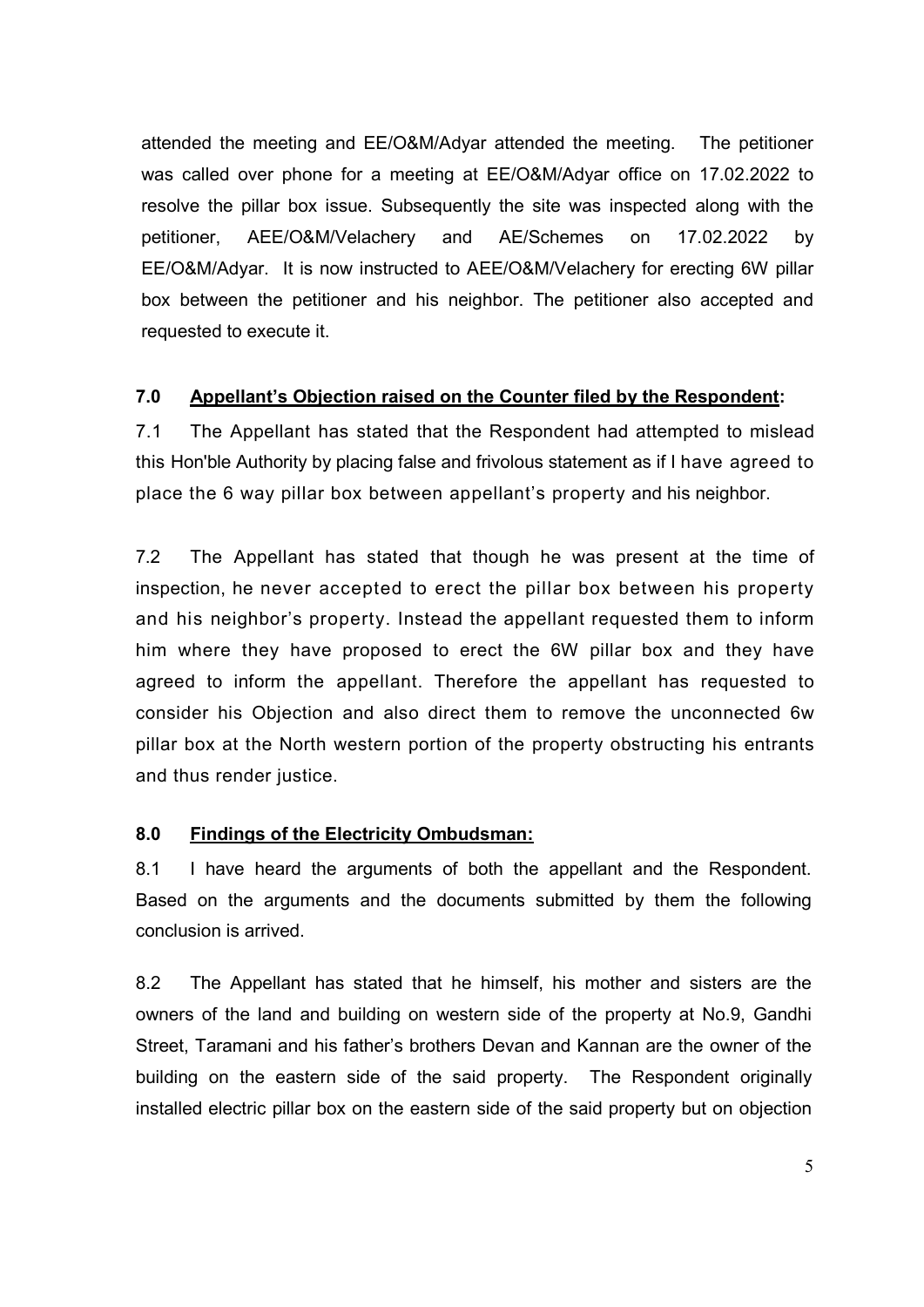attended the meeting and EE/O&M/Adyar attended the meeting. The petitioner was called over phone for a meeting at EE/O&M/Adyar office on 17.02.2022 to resolve the pillar box issue. Subsequently the site was inspected along with the petitioner, AEE/O&M/Velachery and AE/Schemes on 17.02.2022 by EE/O&M/Adyar. It is now instructed to AEE/O&M/Velachery for erecting 6W pillar box between the petitioner and his neighbor. The petitioner also accepted and requested to execute it.

**7.0 Appellant's Objection raised on the Counter filed by the Respondent:**

7.1 The Appellant has stated that the Respondent had attempted to mislead this Hon'ble Authority by placing false and frivolous statement as if I have agreed to place the 6 way pillar box between appellant's property and his neighbor.

7.2 The Appellant has stated that though he was present at the time of inspection, he never accepted to erect the pillar box between his property and his neighbor's property. Instead the appellant requested them to inform him where they have proposed to erect the 6W pillar box and they have agreed to inform the appellant. Therefore the appellant has requested to consider his Objection and also direct them to remove the unconnected 6w pillar box at the North western portion of the property obstructing his entrants and thus render justice.

**8.0 Findings of the Electricity Ombudsman:**

8.1 I have heard the arguments of both the appellant and the Respondent. Based on the arguments and the documents submitted by them the following conclusion is arrived.

8.2 The Appellant has stated that he himself, his mother and sisters are the owners of the land and building on western side of the property at No.9, Gandhi Street, Taramani and his father's brothers Devan and Kannan are the owner of the building on the eastern side of the said property. The Respondent originally installed electric pillar box on the eastern side of the said property but on objection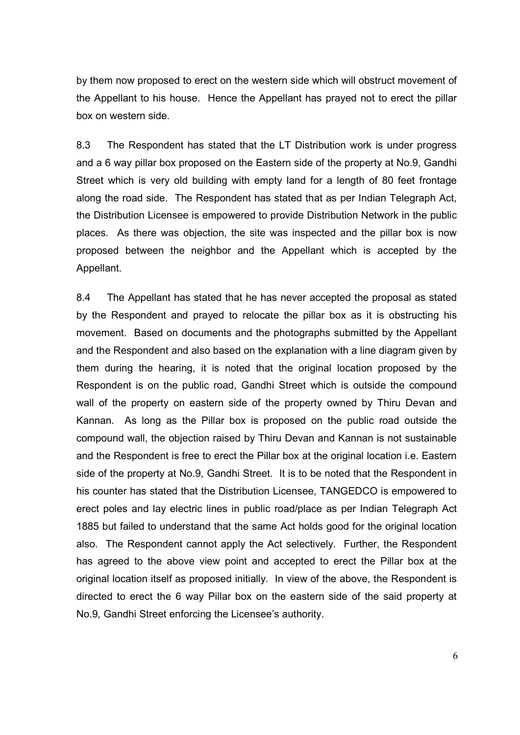by them now proposed to erect on the western side which will obstruct movement of the Appellant to his house. Hence the Appellant has prayed not to erect the pillar box on western side.

8.3 The Respondent has stated that the LT Distribution work is under progress and a 6 way pillar box proposed on the Eastern side of the property at No.9, Gandhi Street which is very old building with empty land for a length of 80 feet frontage along the road side. The Respondent has stated that as per Indian Telegraph Act, the Distribution Licensee is empowered to provide Distribution Network in the public places. As there was objection, the site was inspected and the pillar box is now proposed between the neighbor and the Appellant which is accepted by the Appellant.

8.4 The Appellant has stated that he has never accepted the proposal as stated by the Respondent and prayed to relocate the pillar box as it is obstructing his movement. Based on documents and the photographs submitted by the Appellant and the Respondent and also based on the explanation with a line diagram given by them during the hearing, it is noted that the original location proposed by the Respondent is on the public road, Gandhi Street which is outside the compound wall of the property on eastern side of the property owned by Thiru Devan and Kannan. As long as the Pillar box is proposed on the public road outside the compound wall, the objection raised by Thiru Devan and Kannan is not sustainable and the Respondent is free to erect the Pillar box at the original location i.e. Eastern side of the property at No.9, Gandhi Street. It is to be noted that the Respondent in his counter has stated that the Distribution Licensee, TANGEDCO is empowered to erect poles and lay electric lines in public road/place as per Indian Telegraph Act 1885 but failed to understand that the same Act holds good for the original location also. The Respondent cannot apply the Act selectively. Further, the Respondent has agreed to the above view point and accepted to erect the Pillar box at the original location itself as proposed initially. In view of the above, the Respondent is directed to erect the 6 way Pillar box on the eastern side of the said property at No.9, Gandhi Street enforcing the Licensee's authority.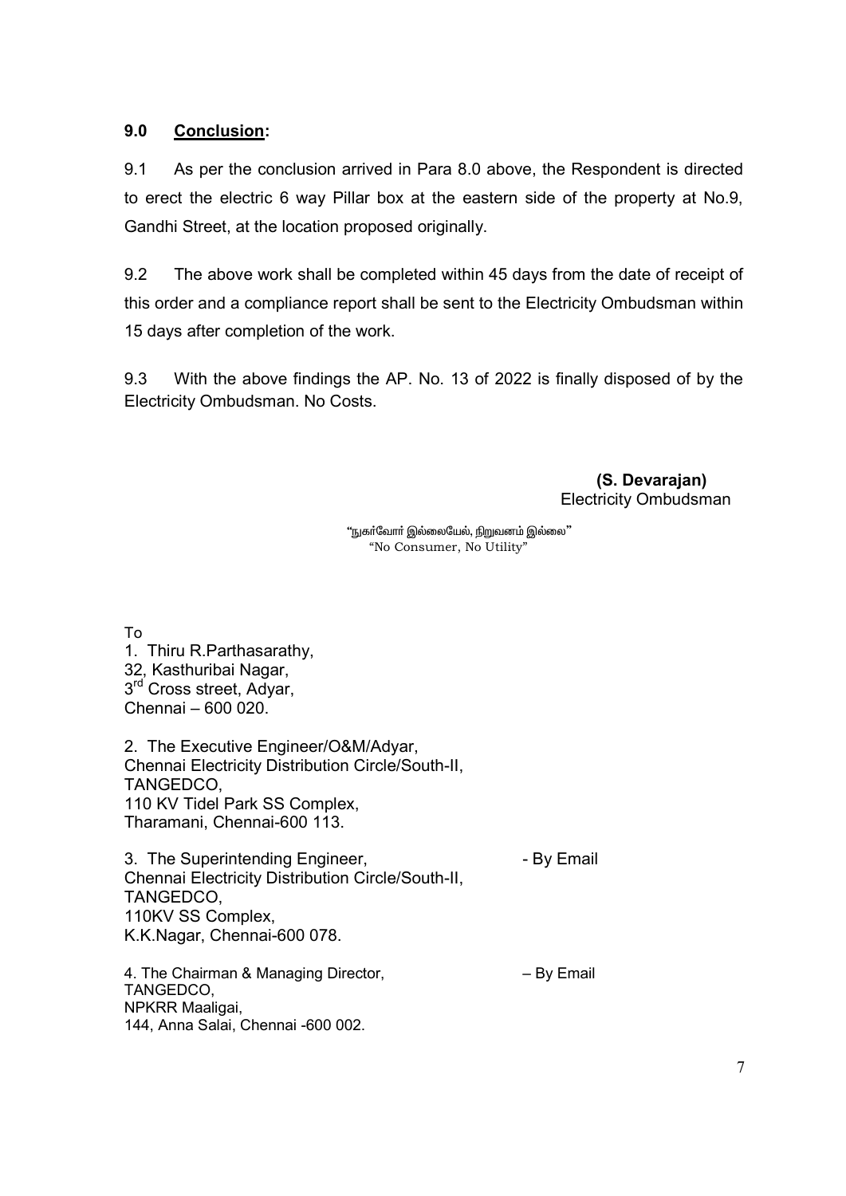## 9.0 **Conclusion:**

9.1 As per the conclusion arrived in Para 8.0 above, the Respondent is directed to erect the electric 6 way Pillar box at the eastern side of the property at No.9, Gandhi Street, at the location proposed originally.

9.2 The above work shall be completed within 45 days from the date of receipt of this order and a compliance report shall be sent to the Electricity Ombudsman within 15 days after completion of the work.

9.3 With the above findings the AP. No. 13 of 2022 is finally disposed of by the Electricity Ombudsman. No Costs.

**(S. Devarajan)**
Electricity Ombudsman

"நுகர்வோர் இல்லையேல், நிறுவனம் இல்லை"
"No Consumer, No Utility"

To

1. Thiru R.Parthasarathy,
32, Kasthuribai Nagar,
3rd Cross street, Adyar,
Chennai – 600 020.

2. The Executive Engineer/O&M/Adyar,
Chennai Electricity Distribution Circle/South-II,
TANGEDCO,
110 KV Tidel Park SS Complex,
Tharamani, Chennai-600 113.

3. The Superintending Engineer, - By Email
Chennai Electricity Distribution Circle/South-II,
TANGEDCO,
110KV SS Complex,
K.K.Nagar, Chennai-600 078.

4. The Chairman & Managing Director, – By Email
TANGEDCO,
NPKRR Maaligai,
144, Anna Salai, Chennai -600 002.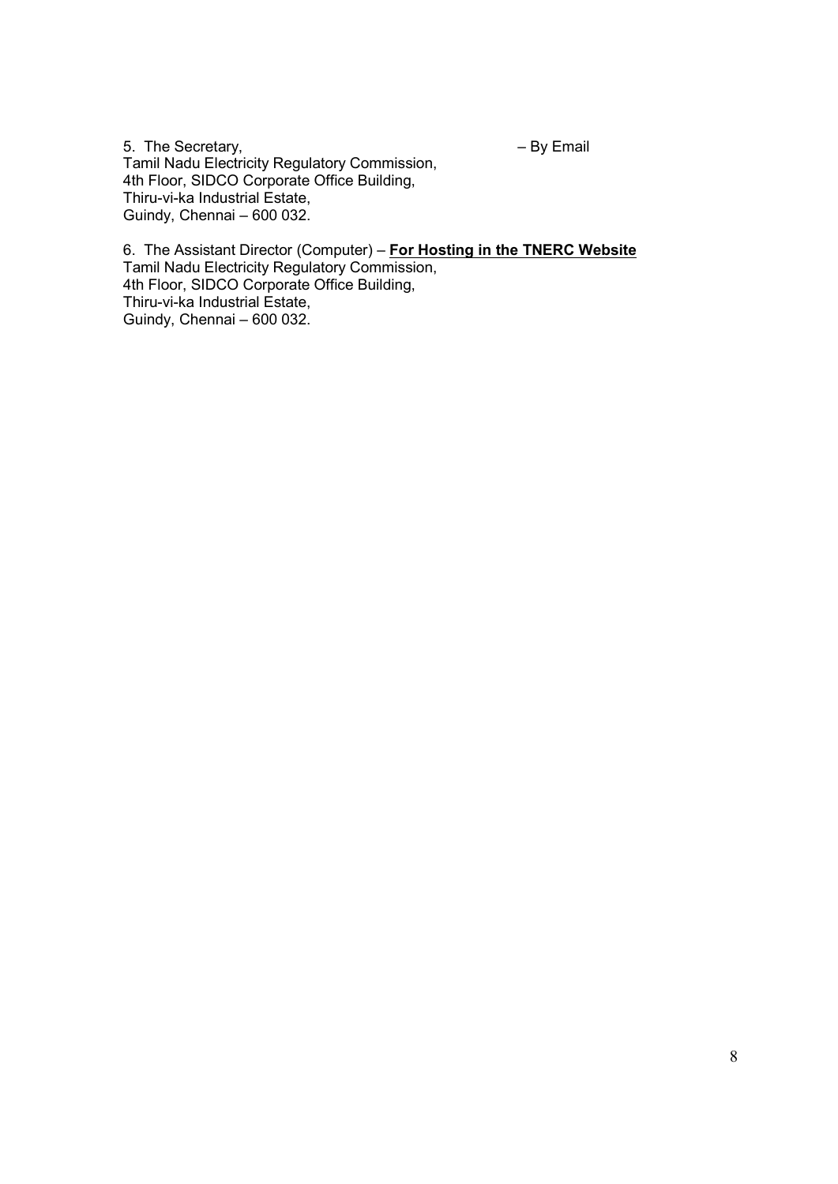5. The Secretary, – By Email
Tamil Nadu Electricity Regulatory Commission,
4th Floor, SIDCO Corporate Office Building,
Thiru-vi-ka Industrial Estate,
Guindy, Chennai – 600 032.

6. The Assistant Director (Computer) – **For Hosting in the TNERC Website**
Tamil Nadu Electricity Regulatory Commission,
4th Floor, SIDCO Corporate Office Building,
Thiru-vi-ka Industrial Estate,
Guindy, Chennai – 600 032.